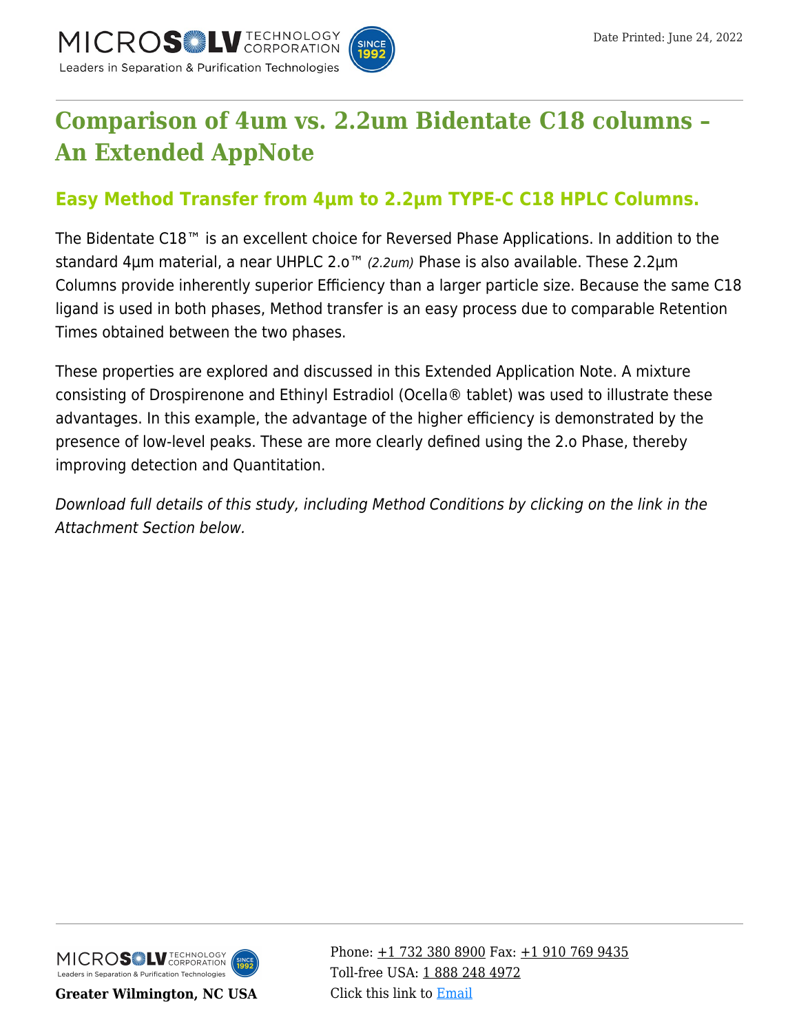# Comparison of 4um vs. 2.2um Bidentate C18 columns – An Extended AppNote

## Easy Method Transfer from 4µm to 2.2µm TYPE-C C18 HPLC Columns.

The Bidentate C18™ is an excellent choice for Reversed Phase Applications. In addition to the standard 4µm material, a near UHPLC 2.o™ *(2.2um)* Phase is also available. These 2.2µm Columns provide inherently superior Efficiency than a larger particle size. Because the same C18 ligand is used in both phases, Method transfer is an easy process due to comparable Retention Times obtained between the two phases.

These properties are explored and discussed in this Extended Application Note. A mixture consisting of Drospirenone and Ethinyl Estradiol (Ocella® tablet) was used to illustrate these advantages. In this example, the advantage of the higher efficiency is demonstrated by the presence of low-level peaks. These are more clearly defined using the 2.o Phase, thereby improving detection and Quantitation.

*Download full details of this study, including Method Conditions by clicking on the link in the Attachment Section below.*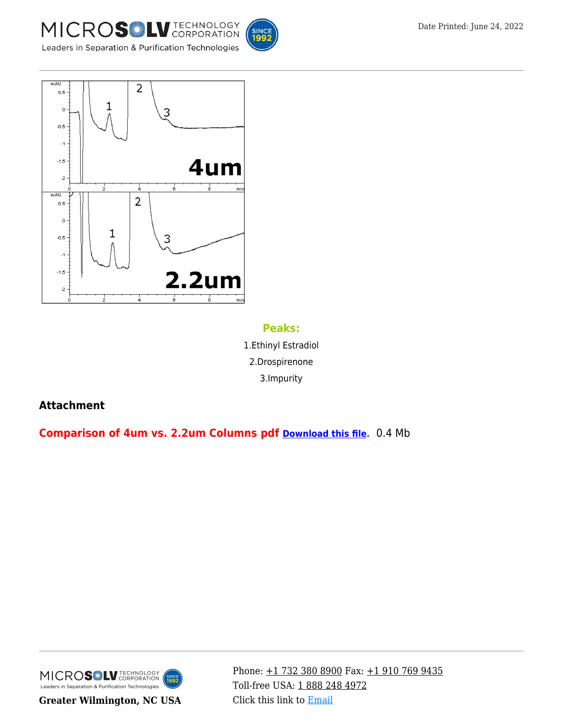mAU
0.5
0
-0.5
-1
-1.5
-2
0 2 4 6 8 min
1
2
3
4um

mAU
0.5
0
-0.5
-1
-1.5
-2
0 2 4 6 8 min
1
2
3
2.2um

**Peaks:**

1.Ethinyl Estradiol

2.Drospirenone

3.Impurity

### Attachment

**Comparison of 4um vs. 2.2um Columns pdf** **Download this file.** 0.4 Mb

**Greater Wilmington, NC USA**

Phone: +1 732 380 8900 Fax: +1 910 769 9435
Toll-free USA: 1 888 248 4972
Click this link to Email